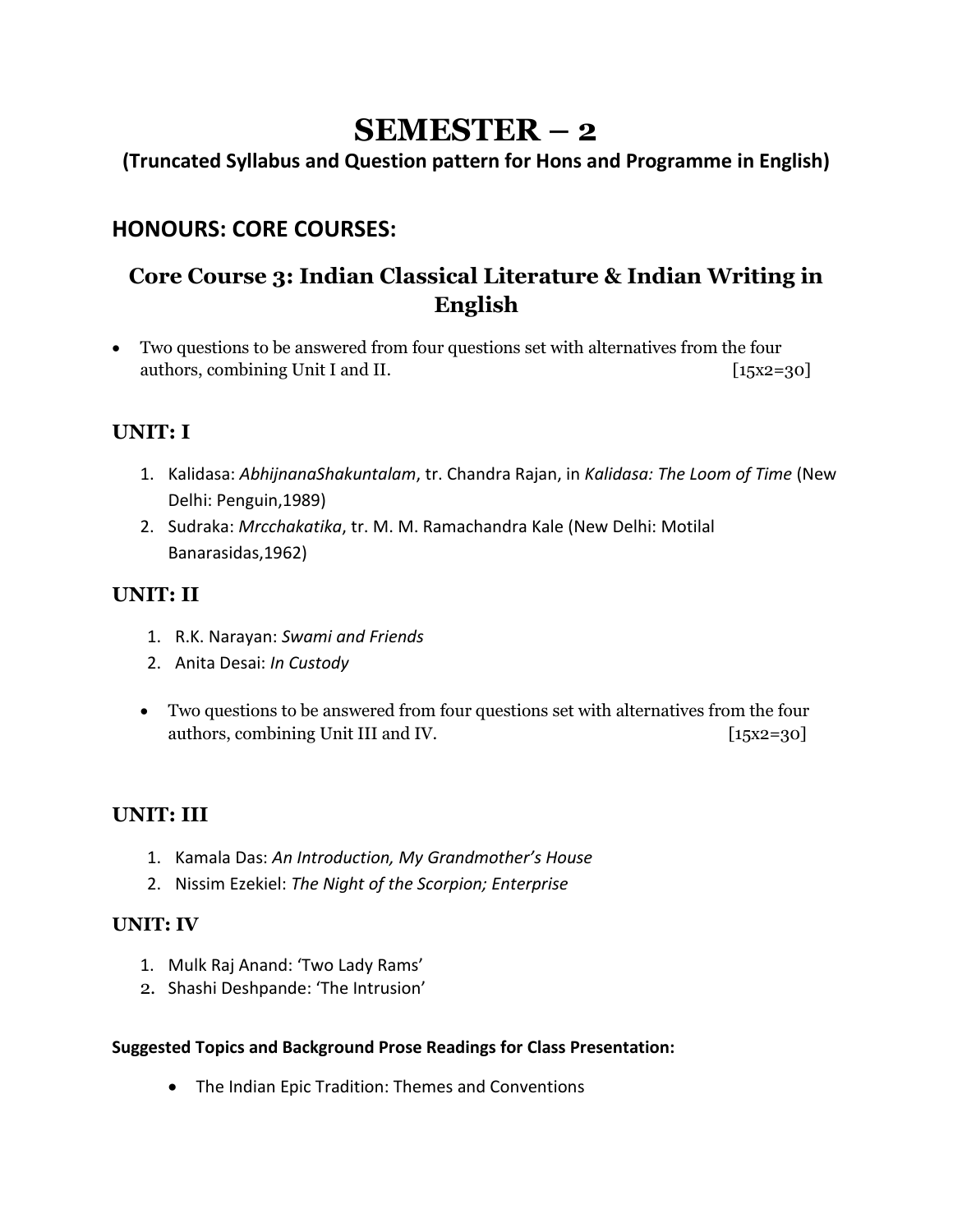# SEMESTER – 2

**(Truncated Syllabus and Question pattern for Hons and Programme in English)**

## HONOURS: CORE COURSES:

### Core Course 3: Indian Classical Literature & Indian Writing in English

- Two questions to be answered from four questions set with alternatives from the four authors, combining Unit I and II. [15x2=30]

### UNIT: I

1. Kalidasa: *AbhijnanaShakuntalam*, tr. Chandra Rajan, in *Kalidasa: The Loom of Time* (New Delhi: Penguin,1989)
2. Sudraka: *Mrcchakatika*, tr. M. M. Ramachandra Kale (New Delhi: Motilal Banarasidas,1962)

### UNIT: II

1. R.K. Narayan: *Swami and Friends*
2. Anita Desai: *In Custody*

- Two questions to be answered from four questions set with alternatives from the four authors, combining Unit III and IV. [15x2=30]

### UNIT: III

1. Kamala Das: *An Introduction, My Grandmother's House*
2. Nissim Ezekiel: *The Night of the Scorpion; Enterprise*

### UNIT: IV

1. Mulk Raj Anand: 'Two Lady Rams'
2. Shashi Deshpande: 'The Intrusion'

**Suggested Topics and Background Prose Readings for Class Presentation:**

- The Indian Epic Tradition: Themes and Conventions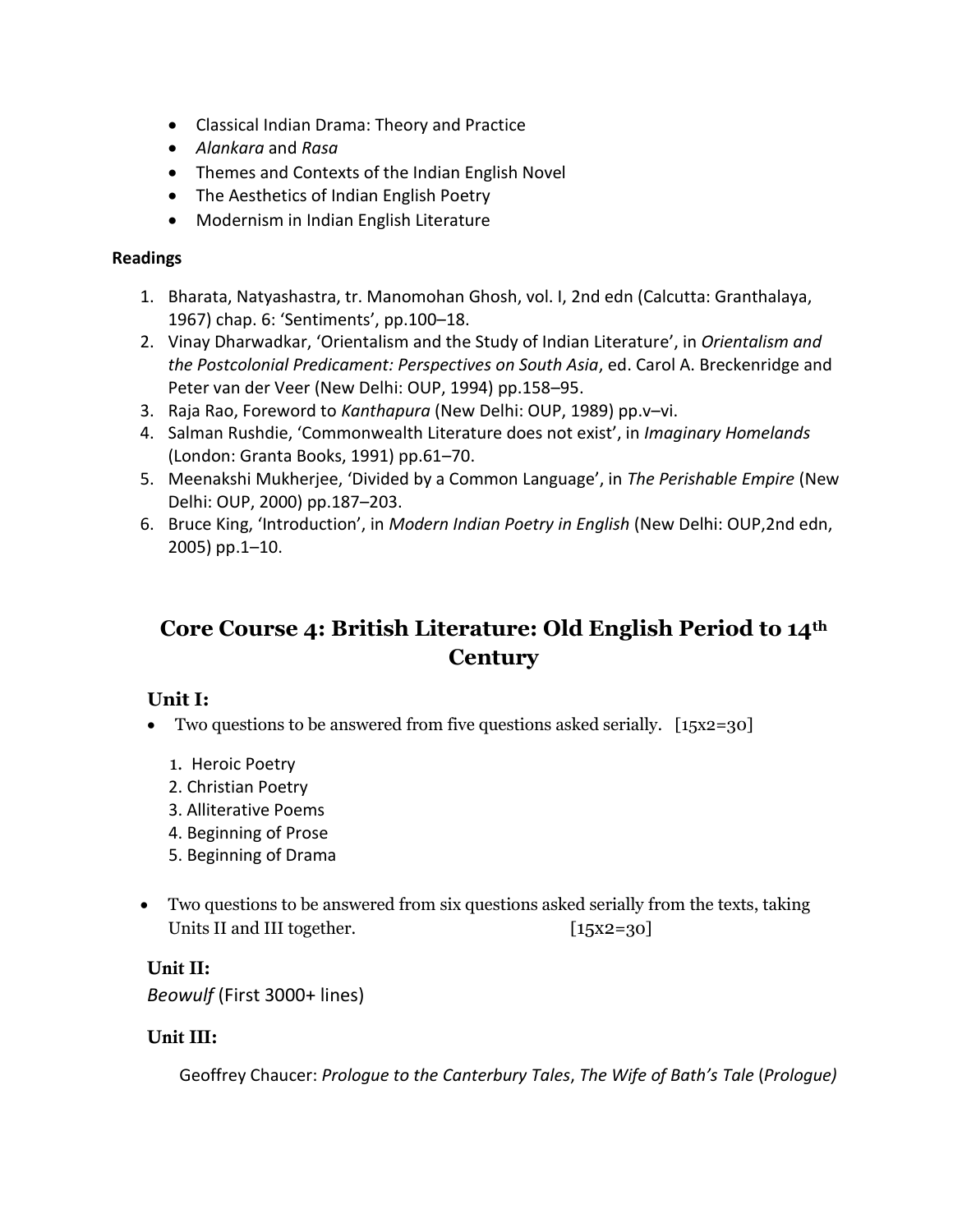- Classical Indian Drama: Theory and Practice
- *Alankara* and *Rasa*
- Themes and Contexts of the Indian English Novel
- The Aesthetics of Indian English Poetry
- Modernism in Indian English Literature

**Readings**

1. Bharata, Natyashastra, tr. Manomohan Ghosh, vol. I, 2nd edn (Calcutta: Granthalaya, 1967) chap. 6: 'Sentiments', pp.100–18.
2. Vinay Dharwadkar, 'Orientalism and the Study of Indian Literature', in *Orientalism and the Postcolonial Predicament: Perspectives on South Asia*, ed. Carol A. Breckenridge and Peter van der Veer (New Delhi: OUP, 1994) pp.158–95.
3. Raja Rao, Foreword to *Kanthapura* (New Delhi: OUP, 1989) pp.v–vi.
4. Salman Rushdie, 'Commonwealth Literature does not exist', in *Imaginary Homelands* (London: Granta Books, 1991) pp.61–70.
5. Meenakshi Mukherjee, 'Divided by a Common Language', in *The Perishable Empire* (New Delhi: OUP, 2000) pp.187–203.
6. Bruce King, 'Introduction', in *Modern Indian Poetry in English* (New Delhi: OUP,2nd edn, 2005) pp.1–10.

## Core Course 4: British Literature: Old English Period to 14th Century

### Unit I:

- Two questions to be answered from five questions asked serially. [15x2=30]

  1. Heroic Poetry
  2. Christian Poetry
  3. Alliterative Poems
  4. Beginning of Prose
  5. Beginning of Drama

- Two questions to be answered from six questions asked serially from the texts, taking Units II and III together. [15x2=30]

### Unit II:

*Beowulf* (First 3000+ lines)

### Unit III:

Geoffrey Chaucer: *Prologue to the Canterbury Tales*, *The Wife of Bath's Tale* (*Prologue)*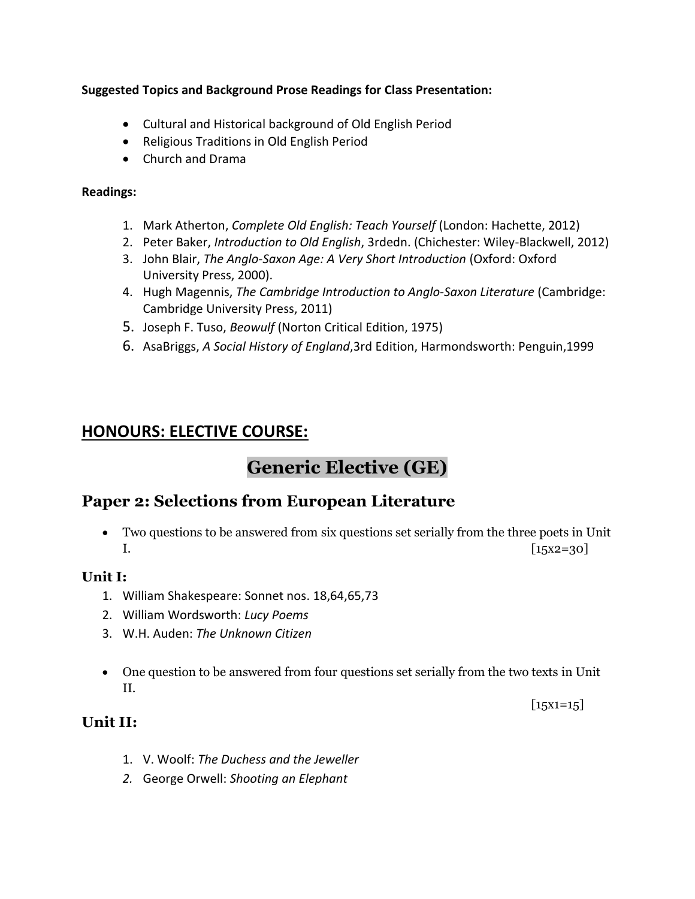**Suggested Topics and Background Prose Readings for Class Presentation:**

- Cultural and Historical background of Old English Period
- Religious Traditions in Old English Period
- Church and Drama

**Readings:**

1. Mark Atherton, *Complete Old English: Teach Yourself* (London: Hachette, 2012)
2. Peter Baker, *Introduction to Old English*, 3rdedn. (Chichester: Wiley-Blackwell, 2012)
3. John Blair, *The Anglo-Saxon Age: A Very Short Introduction* (Oxford: Oxford University Press, 2000).
4. Hugh Magennis, *The Cambridge Introduction to Anglo-Saxon Literature* (Cambridge: Cambridge University Press, 2011)
5. Joseph F. Tuso, *Beowulf* (Norton Critical Edition, 1975)
6. AsaBriggs, *A Social History of England*,3rd Edition, Harmondsworth: Penguin,1999

## HONOURS: ELECTIVE COURSE:

# Generic Elective (GE)

## Paper 2: Selections from European Literature

- Two questions to be answered from six questions set serially from the three poets in Unit I. [15x2=30]

### Unit I:

1. William Shakespeare: Sonnet nos. 18,64,65,73
2. William Wordsworth: *Lucy Poems*
3. W.H. Auden: *The Unknown Citizen*

- One question to be answered from four questions set serially from the two texts in Unit II. [15x1=15]

### Unit II:

1. V. Woolf: *The Duchess and the Jeweller*
2. George Orwell: *Shooting an Elephant*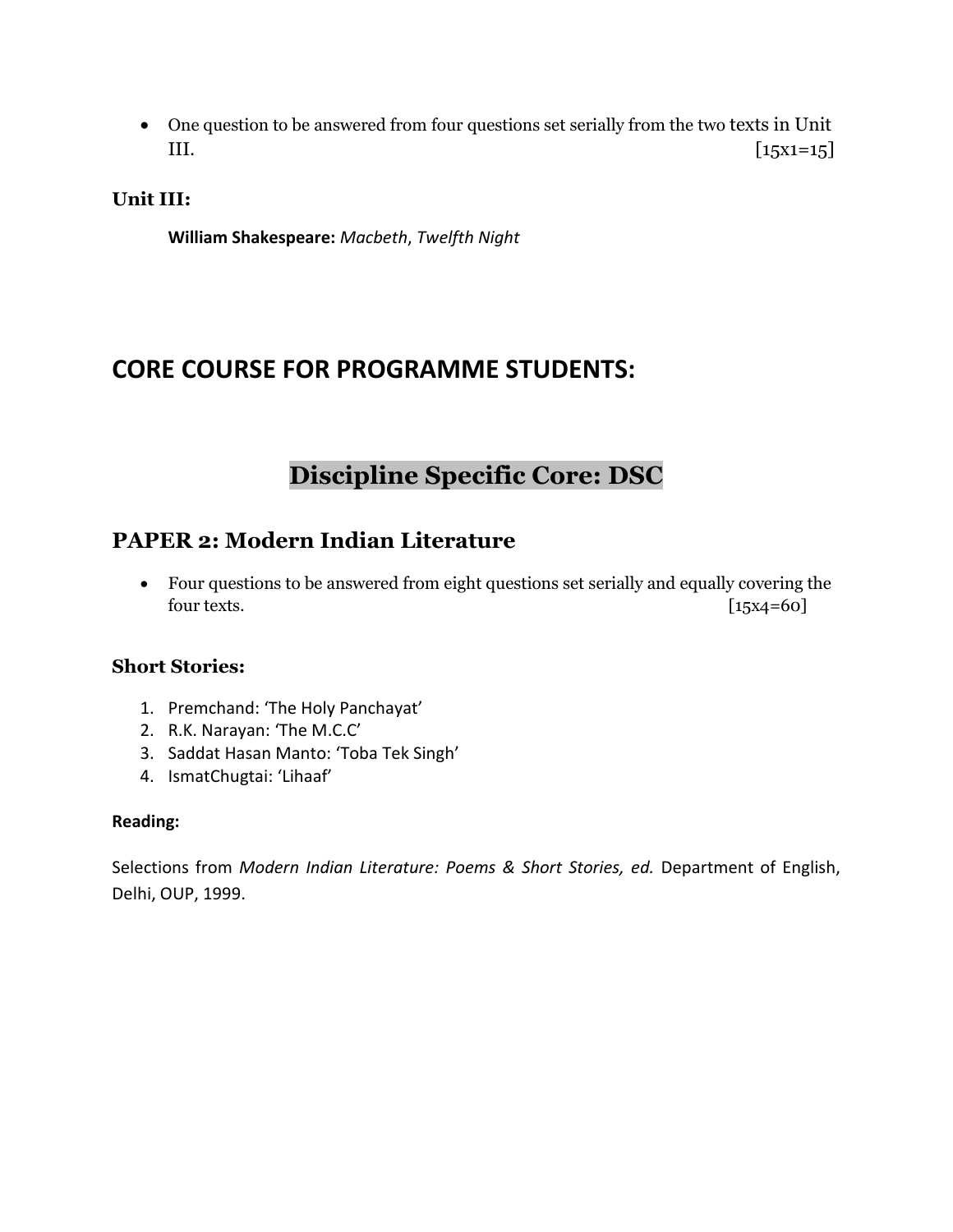- One question to be answered from four questions set serially from the two texts in Unit III. [15x1=15]

### Unit III:

**William Shakespeare:** *Macbeth*, *Twelfth Night*

# CORE COURSE FOR PROGRAMME STUDENTS:

## Discipline Specific Core: DSC

### PAPER 2: Modern Indian Literature

- Four questions to be answered from eight questions set serially and equally covering the four texts. [15x4=60]

### Short Stories:

1. Premchand: 'The Holy Panchayat'
2. R.K. Narayan: 'The M.C.C'
3. Saddat Hasan Manto: 'Toba Tek Singh'
4. IsmatChugtai: 'Lihaaf'

**Reading:**

Selections from *Modern Indian Literature: Poems & Short Stories, ed.* Department of English, Delhi, OUP, 1999.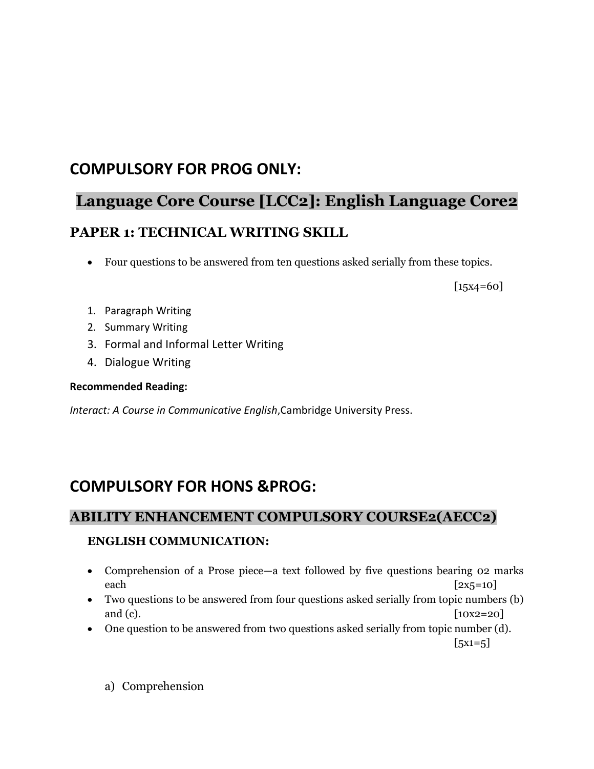## COMPULSORY FOR PROG ONLY:

## Language Core Course [LCC2]: English Language Core2

### PAPER 1: TECHNICAL WRITING SKILL

- Four questions to be answered from ten questions asked serially from these topics.

[15x4=60]

1. Paragraph Writing
2. Summary Writing
3. Formal and Informal Letter Writing
4. Dialogue Writing

**Recommended Reading:**

*Interact: A Course in Communicative English*,Cambridge University Press.

## COMPULSORY FOR HONS &PROG:

## ABILITY ENHANCEMENT COMPULSORY COURSE2(AECC2)

### ENGLISH COMMUNICATION:

- Comprehension of a Prose piece—a text followed by five questions bearing 02 marks each [2x5=10]
- Two questions to be answered from four questions asked serially from topic numbers (b) and (c). [10x2=20]
- One question to be answered from two questions asked serially from topic number (d). [5x1=5]

a) Comprehension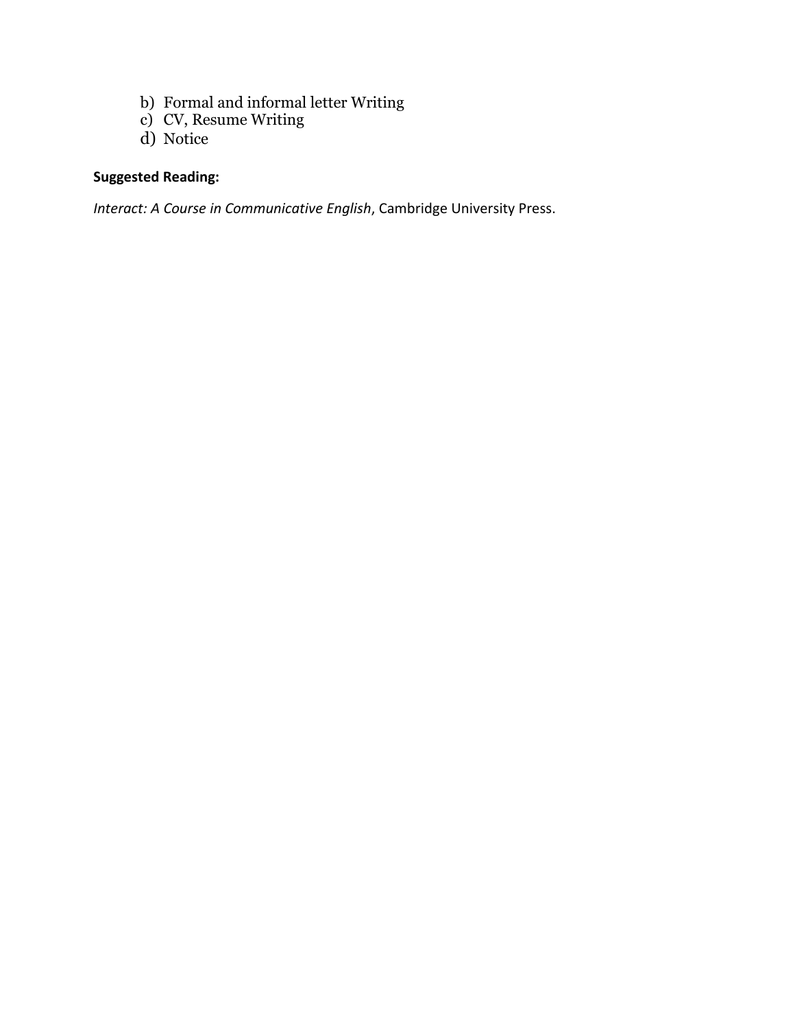b) Formal and informal letter Writing
c) CV, Resume Writing
d) Notice

**Suggested Reading:**

*Interact: A Course in Communicative English*, Cambridge University Press.